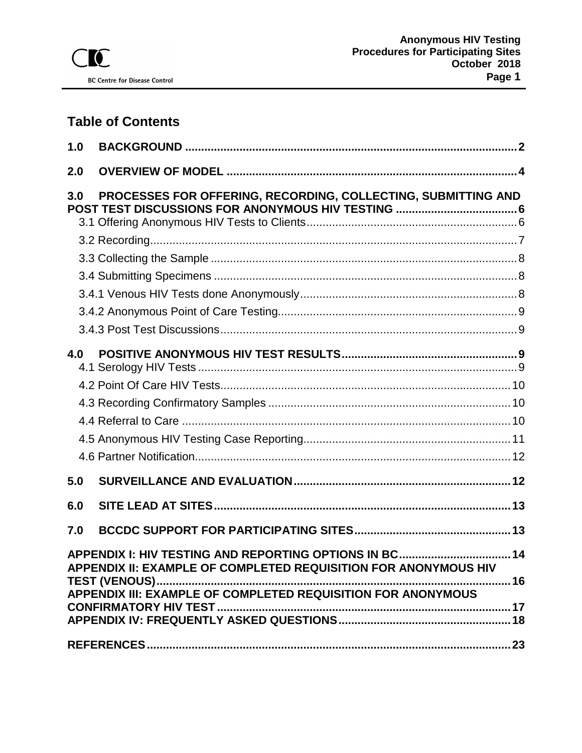## Table of Contents

**1.0 BACKGROUND** ........ 2

**2.0 OVERVIEW OF MODEL** ........ 4

**3.0 PROCESSES FOR OFFERING, RECORDING, COLLECTING, SUBMITTING AND POST TEST DISCUSSIONS FOR ANONYMOUS HIV TESTING** ........ 6

- 3.1 Offering Anonymous HIV Tests to Clients ........ 6
- 3.2 Recording ........ 7
- 3.3 Collecting the Sample ........ 8
- 3.4 Submitting Specimens ........ 8
- 3.4.1 Venous HIV Tests done Anonymously ........ 8
- 3.4.2 Anonymous Point of Care Testing ........ 9
- 3.4.3 Post Test Discussions ........ 9

**4.0 POSITIVE ANONYMOUS HIV TEST RESULTS** ........ 9

- 4.1 Serology HIV Tests ........ 9
- 4.2 Point Of Care HIV Tests ........ 10
- 4.3 Recording Confirmatory Samples ........ 10
- 4.4 Referral to Care ........ 10
- 4.5 Anonymous HIV Testing Case Reporting ........ 11
- 4.6 Partner Notification ........ 12

**5.0 SURVEILLANCE AND EVALUATION** ........ 12

**6.0 SITE LEAD AT SITES** ........ 13

**7.0 BCCDC SUPPORT FOR PARTICIPATING SITES** ........ 13

**APPENDIX I: HIV TESTING AND REPORTING OPTIONS IN BC** ........ 14

**APPENDIX II: EXAMPLE OF COMPLETED REQUISITION FOR ANONYMOUS HIV TEST (VENOUS)** ........ 16

**APPENDIX III: EXAMPLE OF COMPLETED REQUISITION FOR ANONYMOUS CONFIRMATORY HIV TEST** ........ 17

**APPENDIX IV: FREQUENTLY ASKED QUESTIONS** ........ 18

**REFERENCES** ........ 23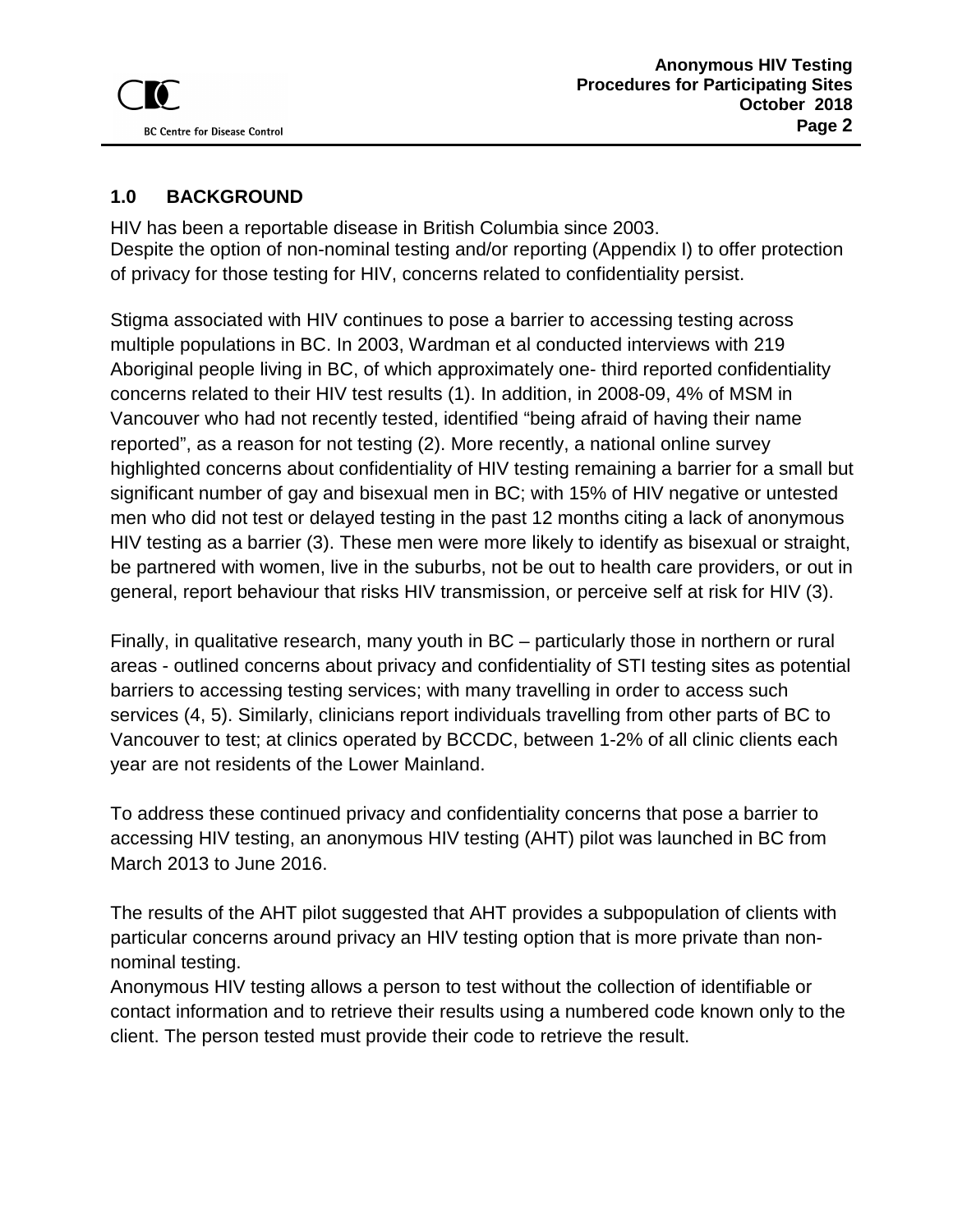## 1.0 BACKGROUND

HIV has been a reportable disease in British Columbia since 2003.
Despite the option of non-nominal testing and/or reporting (Appendix I) to offer protection of privacy for those testing for HIV, concerns related to confidentiality persist.

Stigma associated with HIV continues to pose a barrier to accessing testing across multiple populations in BC. In 2003, Wardman et al conducted interviews with 219 Aboriginal people living in BC, of which approximately one- third reported confidentiality concerns related to their HIV test results (1). In addition, in 2008-09, 4% of MSM in Vancouver who had not recently tested, identified "being afraid of having their name reported", as a reason for not testing (2). More recently, a national online survey highlighted concerns about confidentiality of HIV testing remaining a barrier for a small but significant number of gay and bisexual men in BC; with 15% of HIV negative or untested men who did not test or delayed testing in the past 12 months citing a lack of anonymous HIV testing as a barrier (3). These men were more likely to identify as bisexual or straight, be partnered with women, live in the suburbs, not be out to health care providers, or out in general, report behaviour that risks HIV transmission, or perceive self at risk for HIV (3).

Finally, in qualitative research, many youth in BC – particularly those in northern or rural areas - outlined concerns about privacy and confidentiality of STI testing sites as potential barriers to accessing testing services; with many travelling in order to access such services (4, 5). Similarly, clinicians report individuals travelling from other parts of BC to Vancouver to test; at clinics operated by BCCDC, between 1-2% of all clinic clients each year are not residents of the Lower Mainland.

To address these continued privacy and confidentiality concerns that pose a barrier to accessing HIV testing, an anonymous HIV testing (AHT) pilot was launched in BC from March 2013 to June 2016.

The results of the AHT pilot suggested that AHT provides a subpopulation of clients with particular concerns around privacy an HIV testing option that is more private than non-nominal testing.
Anonymous HIV testing allows a person to test without the collection of identifiable or contact information and to retrieve their results using a numbered code known only to the client. The person tested must provide their code to retrieve the result.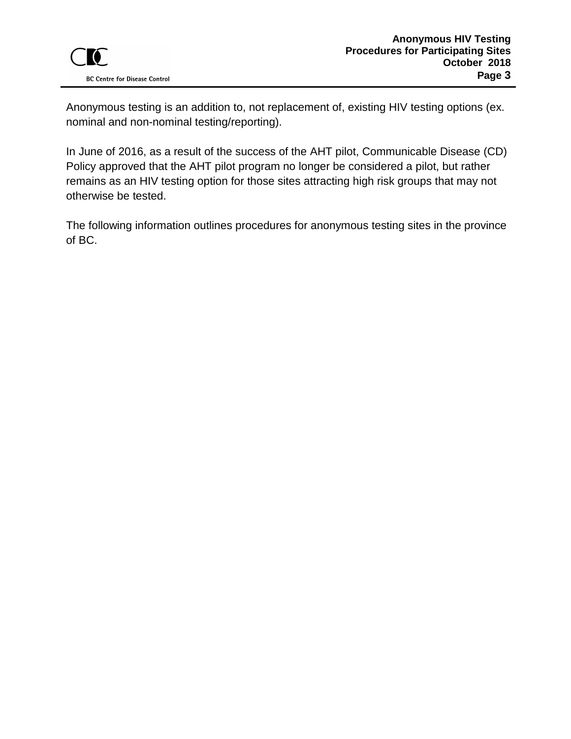Anonymous testing is an addition to, not replacement of, existing HIV testing options (ex. nominal and non-nominal testing/reporting).

In June of 2016, as a result of the success of the AHT pilot, Communicable Disease (CD) Policy approved that the AHT pilot program no longer be considered a pilot, but rather remains as an HIV testing option for those sites attracting high risk groups that may not otherwise be tested.

The following information outlines procedures for anonymous testing sites in the province of BC.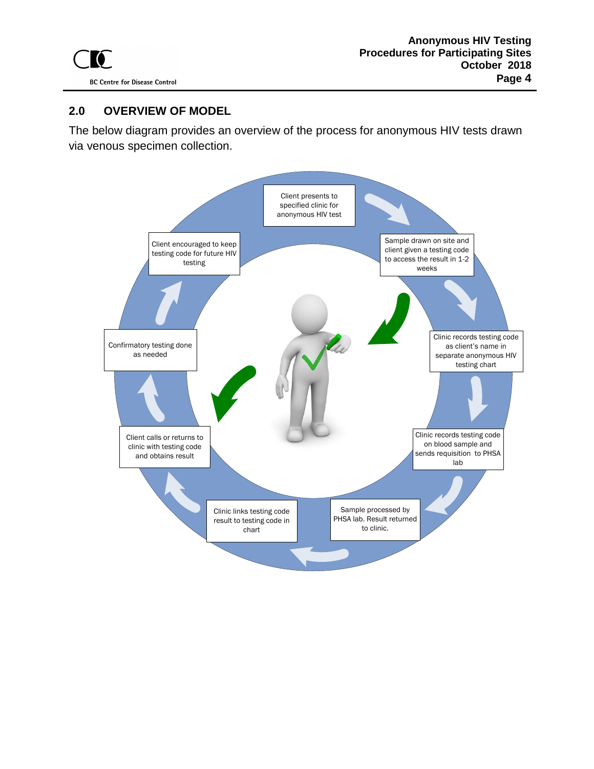## 2.0 OVERVIEW OF MODEL

The below diagram provides an overview of the process for anonymous HIV tests drawn via venous specimen collection.

Client presents to specified clinic for anonymous HIV test

Sample drawn on site and client given a testing code to access the result in 1-2 weeks

Clinic records testing code as client's name in separate anonymous HIV testing chart

Clinic records testing code on blood sample and sends requisition to PHSA lab

Sample processed by PHSA lab. Result returned to clinic.

Clinic links testing code result to testing code in chart

Client calls or returns to clinic with testing code and obtains result

Confirmatory testing done as needed

Client encouraged to keep testing code for future HIV testing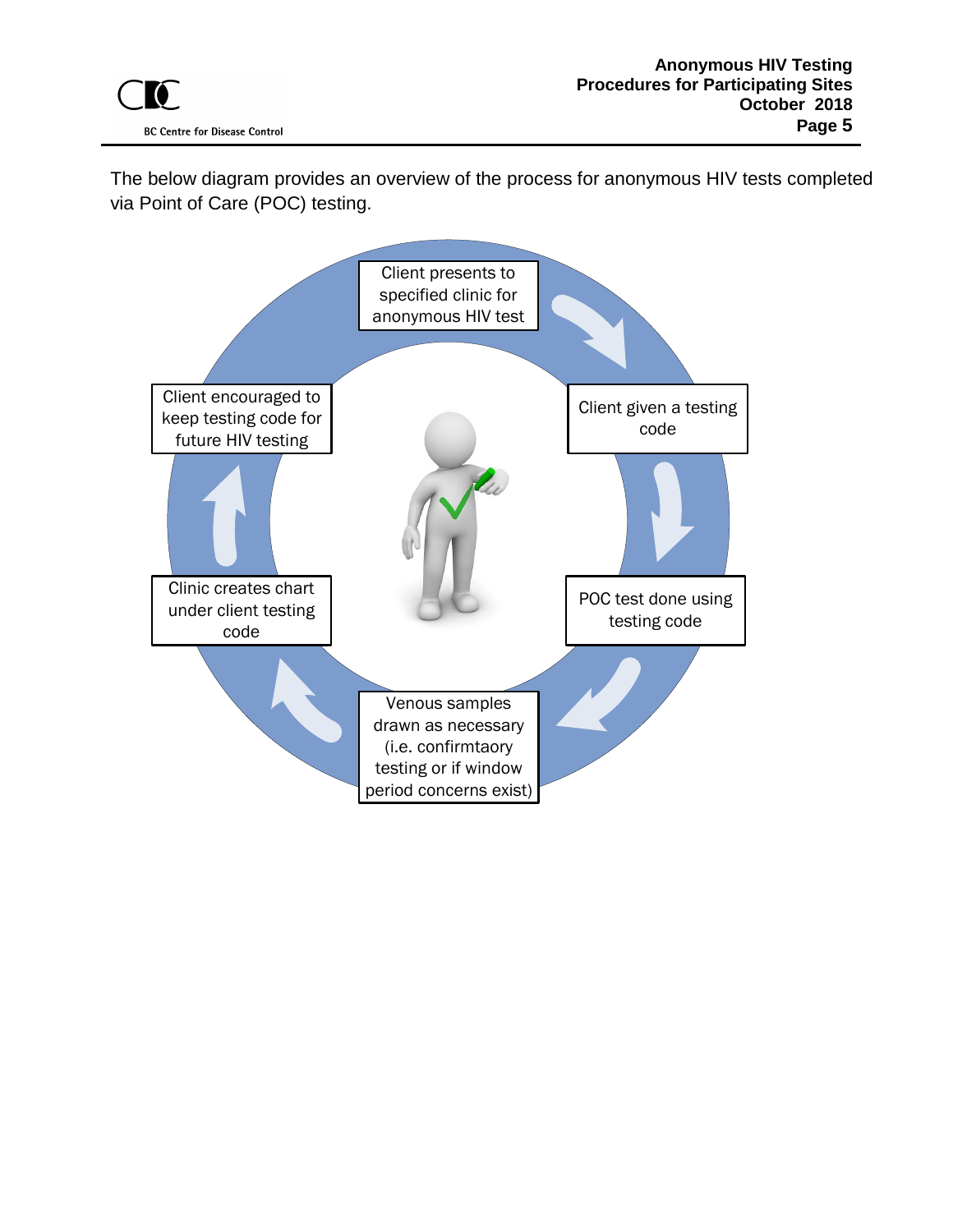The below diagram provides an overview of the process for anonymous HIV tests completed via Point of Care (POC) testing.

Client presents to specified clinic for anonymous HIV test

Client given a testing code

POC test done using testing code

Venous samples drawn as necessary (i.e. confirmtaory testing or if window period concerns exist)

Clinic creates chart under client testing code

Client encouraged to keep testing code for future HIV testing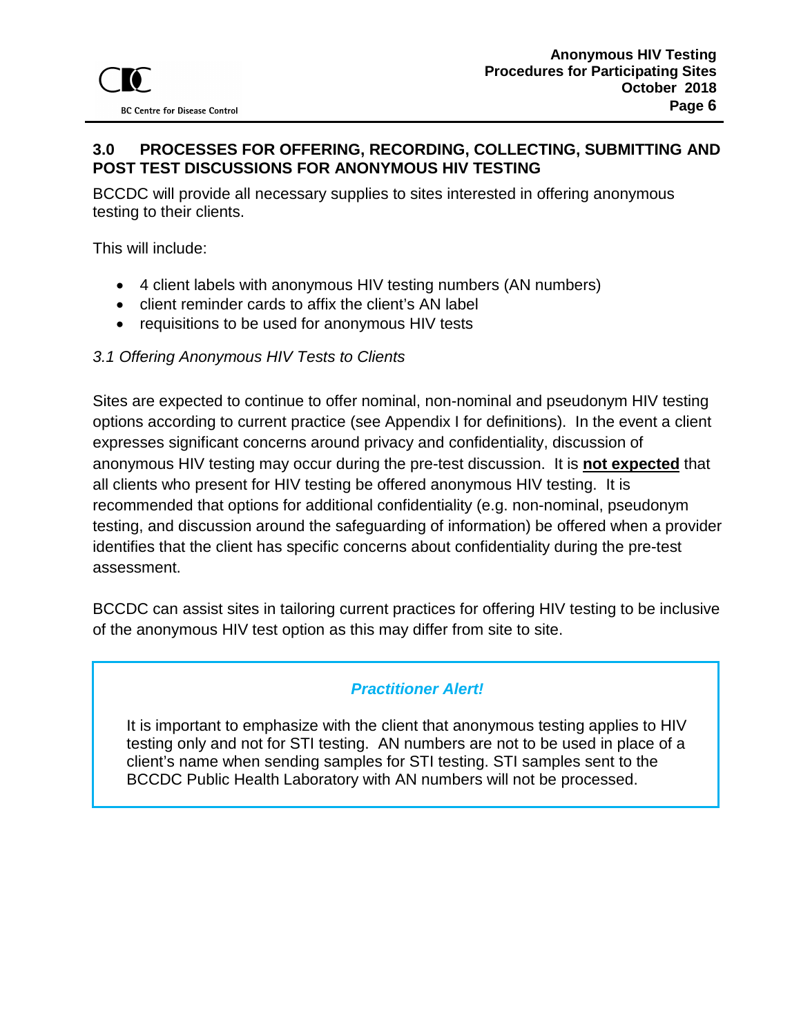## 3.0 PROCESSES FOR OFFERING, RECORDING, COLLECTING, SUBMITTING AND POST TEST DISCUSSIONS FOR ANONYMOUS HIV TESTING

BCCDC will provide all necessary supplies to sites interested in offering anonymous testing to their clients.

This will include:

- 4 client labels with anonymous HIV testing numbers (AN numbers)
- client reminder cards to affix the client's AN label
- requisitions to be used for anonymous HIV tests

### *3.1 Offering Anonymous HIV Tests to Clients*

Sites are expected to continue to offer nominal, non-nominal and pseudonym HIV testing options according to current practice (see Appendix I for definitions). In the event a client expresses significant concerns around privacy and confidentiality, discussion of anonymous HIV testing may occur during the pre-test discussion. It is **not expected** that all clients who present for HIV testing be offered anonymous HIV testing. It is recommended that options for additional confidentiality (e.g. non-nominal, pseudonym testing, and discussion around the safeguarding of information) be offered when a provider identifies that the client has specific concerns about confidentiality during the pre-test assessment.

BCCDC can assist sites in tailoring current practices for offering HIV testing to be inclusive of the anonymous HIV test option as this may differ from site to site.

> ***Practitioner Alert!***
>
> It is important to emphasize with the client that anonymous testing applies to HIV testing only and not for STI testing. AN numbers are not to be used in place of a client's name when sending samples for STI testing. STI samples sent to the BCCDC Public Health Laboratory with AN numbers will not be processed.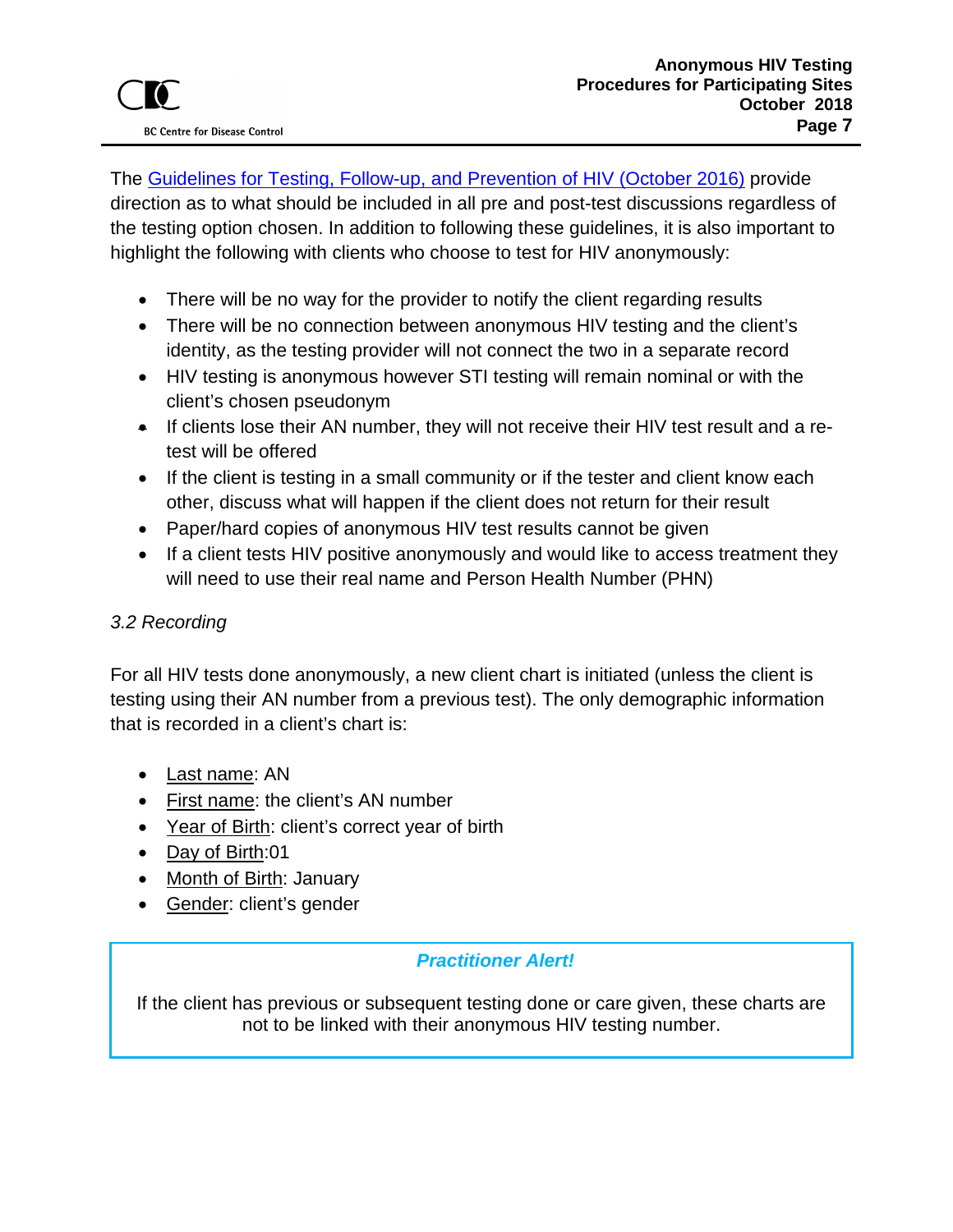The [Guidelines for Testing, Follow-up, and Prevention of HIV (October 2016)]() provide direction as to what should be included in all pre and post-test discussions regardless of the testing option chosen. In addition to following these guidelines, it is also important to highlight the following with clients who choose to test for HIV anonymously:

- There will be no way for the provider to notify the client regarding results
- There will be no connection between anonymous HIV testing and the client's identity, as the testing provider will not connect the two in a separate record
- HIV testing is anonymous however STI testing will remain nominal or with the client's chosen pseudonym
- If clients lose their AN number, they will not receive their HIV test result and a re-test will be offered
- If the client is testing in a small community or if the tester and client know each other, discuss what will happen if the client does not return for their result
- Paper/hard copies of anonymous HIV test results cannot be given
- If a client tests HIV positive anonymously and would like to access treatment they will need to use their real name and Person Health Number (PHN)

### *3.2 Recording*

For all HIV tests done anonymously, a new client chart is initiated (unless the client is testing using their AN number from a previous test). The only demographic information that is recorded in a client's chart is:

- Last name: AN
- First name: the client's AN number
- Year of Birth: client's correct year of birth
- Day of Birth:01
- Month of Birth: January
- Gender: client's gender

> ***Practitioner Alert!***
>
> If the client has previous or subsequent testing done or care given, these charts are not to be linked with their anonymous HIV testing number.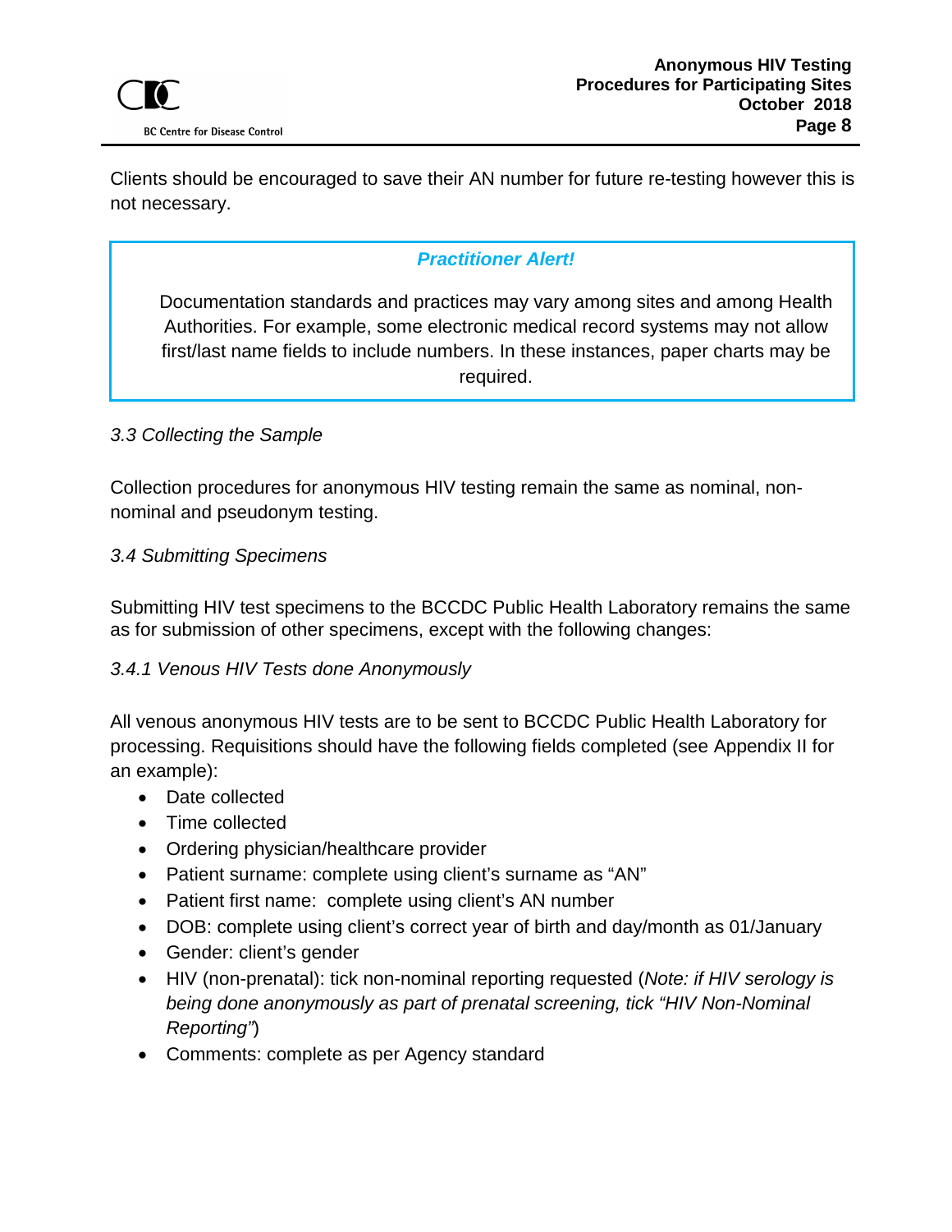Clients should be encouraged to save their AN number for future re-testing however this is not necessary.

> ***Practitioner Alert!***
>
> Documentation standards and practices may vary among sites and among Health Authorities. For example, some electronic medical record systems may not allow first/last name fields to include numbers. In these instances, paper charts may be required.

### *3.3 Collecting the Sample*

Collection procedures for anonymous HIV testing remain the same as nominal, non-nominal and pseudonym testing.

### *3.4 Submitting Specimens*

Submitting HIV test specimens to the BCCDC Public Health Laboratory remains the same as for submission of other specimens, except with the following changes:

#### *3.4.1 Venous HIV Tests done Anonymously*

All venous anonymous HIV tests are to be sent to BCCDC Public Health Laboratory for processing. Requisitions should have the following fields completed (see Appendix II for an example):

- Date collected
- Time collected
- Ordering physician/healthcare provider
- Patient surname: complete using client's surname as "AN"
- Patient first name: complete using client's AN number
- DOB: complete using client's correct year of birth and day/month as 01/January
- Gender: client's gender
- HIV (non-prenatal): tick non-nominal reporting requested (*Note: if HIV serology is being done anonymously as part of prenatal screening, tick "HIV Non-Nominal Reporting"*)
- Comments: complete as per Agency standard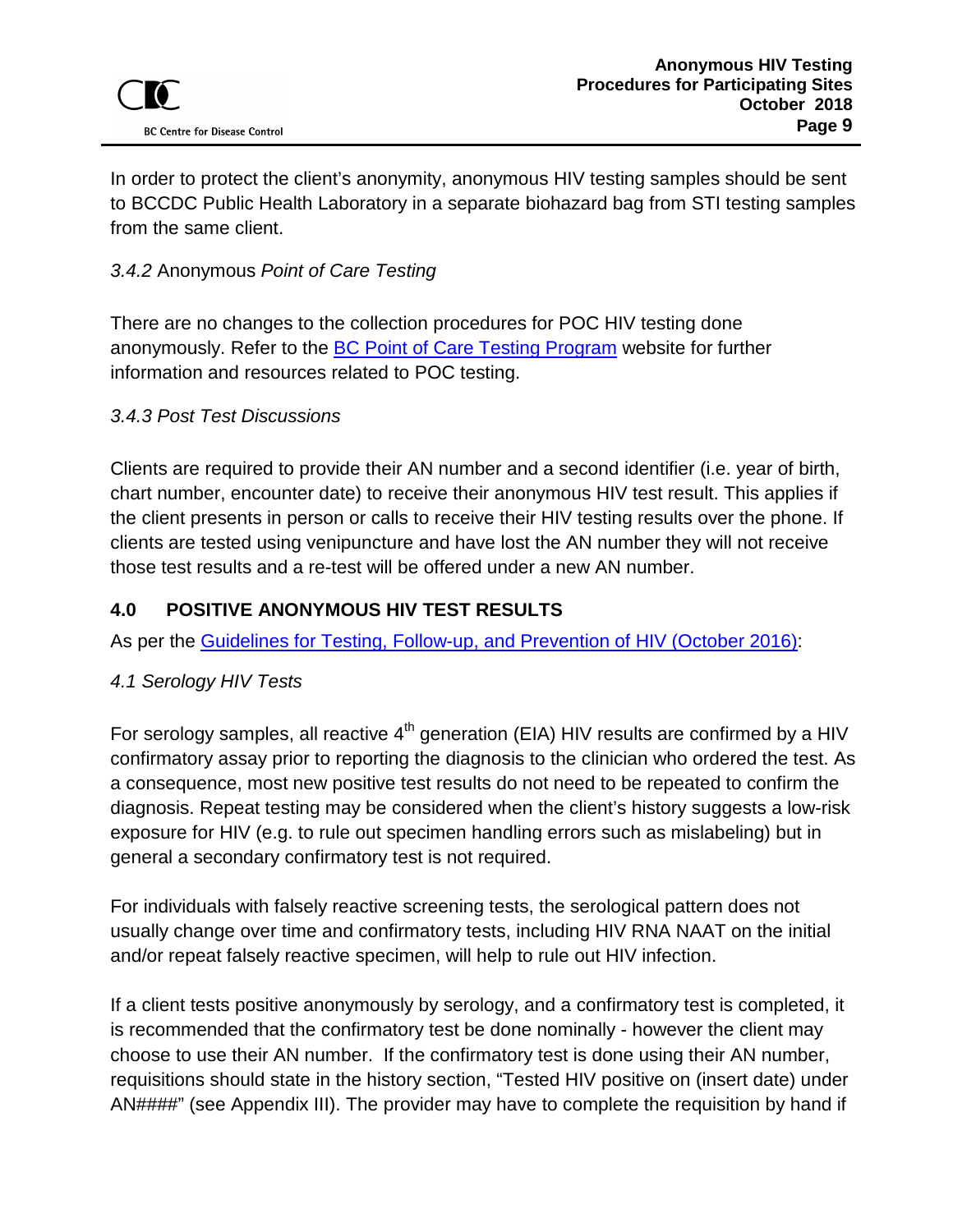In order to protect the client's anonymity, anonymous HIV testing samples should be sent to BCCDC Public Health Laboratory in a separate biohazard bag from STI testing samples from the same client.

*3.4.2* Anonymous *Point of Care Testing*

There are no changes to the collection procedures for POC HIV testing done anonymously. Refer to the [BC Point of Care Testing Program] website for further information and resources related to POC testing.

*3.4.3 Post Test Discussions*

Clients are required to provide their AN number and a second identifier (i.e. year of birth, chart number, encounter date) to receive their anonymous HIV test result. This applies if the client presents in person or calls to receive their HIV testing results over the phone. If clients are tested using venipuncture and have lost the AN number they will not receive those test results and a re-test will be offered under a new AN number.

## 4.0 POSITIVE ANONYMOUS HIV TEST RESULTS

As per the [Guidelines for Testing, Follow-up, and Prevention of HIV (October 2016)]:

*4.1 Serology HIV Tests*

For serology samples, all reactive 4$^{th}$ generation (EIA) HIV results are confirmed by a HIV confirmatory assay prior to reporting the diagnosis to the clinician who ordered the test. As a consequence, most new positive test results do not need to be repeated to confirm the diagnosis. Repeat testing may be considered when the client's history suggests a low-risk exposure for HIV (e.g. to rule out specimen handling errors such as mislabeling) but in general a secondary confirmatory test is not required.

For individuals with falsely reactive screening tests, the serological pattern does not usually change over time and confirmatory tests, including HIV RNA NAAT on the initial and/or repeat falsely reactive specimen, will help to rule out HIV infection.

If a client tests positive anonymously by serology, and a confirmatory test is completed, it is recommended that the confirmatory test be done nominally - however the client may choose to use their AN number. If the confirmatory test is done using their AN number, requisitions should state in the history section, "Tested HIV positive on (insert date) under AN####" (see Appendix III). The provider may have to complete the requisition by hand if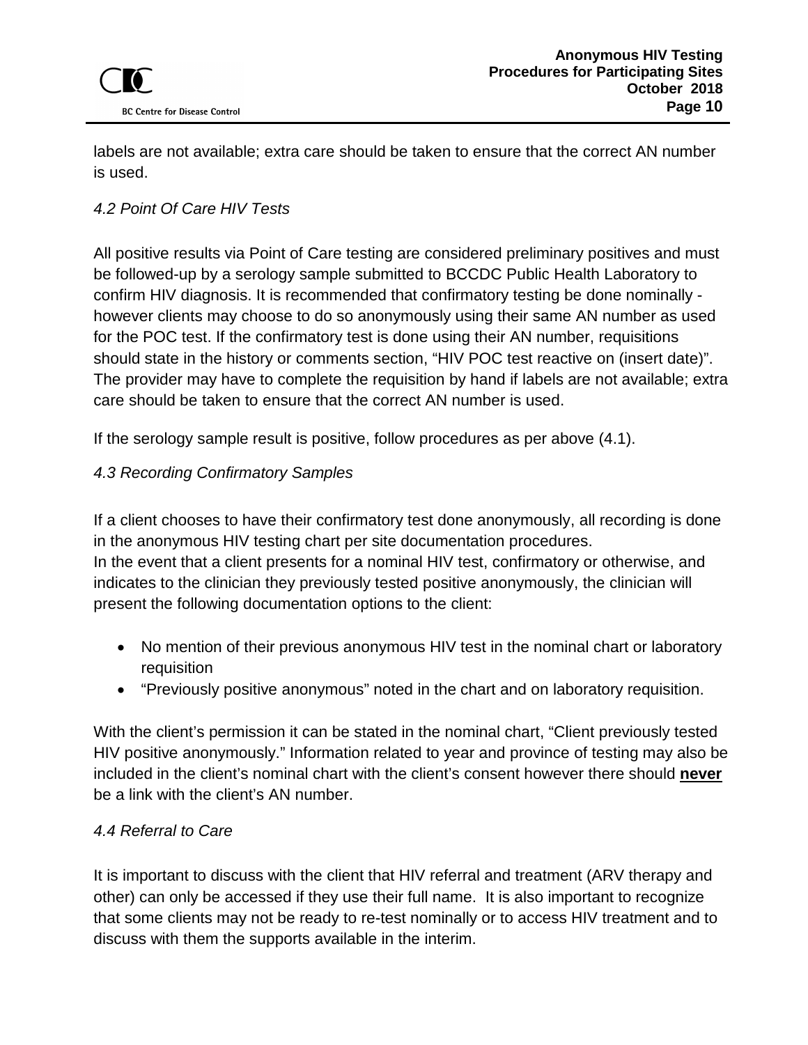labels are not available; extra care should be taken to ensure that the correct AN number is used.

### *4.2 Point Of Care HIV Tests*

All positive results via Point of Care testing are considered preliminary positives and must be followed-up by a serology sample submitted to BCCDC Public Health Laboratory to confirm HIV diagnosis. It is recommended that confirmatory testing be done nominally - however clients may choose to do so anonymously using their same AN number as used for the POC test. If the confirmatory test is done using their AN number, requisitions should state in the history or comments section, “HIV POC test reactive on (insert date)”. The provider may have to complete the requisition by hand if labels are not available; extra care should be taken to ensure that the correct AN number is used.

If the serology sample result is positive, follow procedures as per above (4.1).

### *4.3 Recording Confirmatory Samples*

If a client chooses to have their confirmatory test done anonymously, all recording is done in the anonymous HIV testing chart per site documentation procedures.
In the event that a client presents for a nominal HIV test, confirmatory or otherwise, and indicates to the clinician they previously tested positive anonymously, the clinician will present the following documentation options to the client:

- No mention of their previous anonymous HIV test in the nominal chart or laboratory requisition
- “Previously positive anonymous” noted in the chart and on laboratory requisition.

With the client’s permission it can be stated in the nominal chart, “Client previously tested HIV positive anonymously.” Information related to year and province of testing may also be included in the client’s nominal chart with the client’s consent however there should **never** be a link with the client’s AN number.

### *4.4 Referral to Care*

It is important to discuss with the client that HIV referral and treatment (ARV therapy and other) can only be accessed if they use their full name. It is also important to recognize that some clients may not be ready to re-test nominally or to access HIV treatment and to discuss with them the supports available in the interim.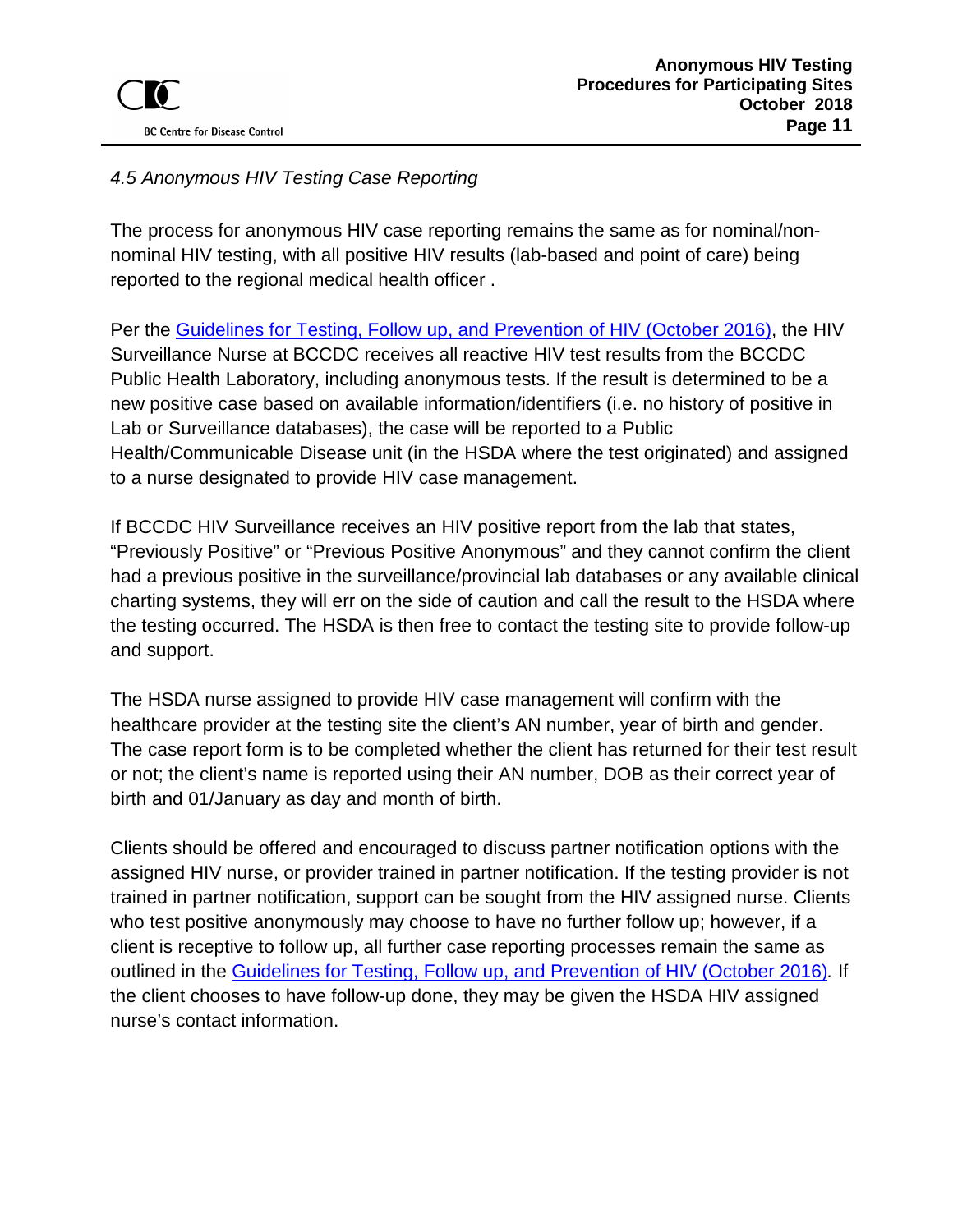*4.5 Anonymous HIV Testing Case Reporting*

The process for anonymous HIV case reporting remains the same as for nominal/non-nominal HIV testing, with all positive HIV results (lab-based and point of care) being reported to the regional medical health officer .

Per the Guidelines for Testing, Follow up, and Prevention of HIV (October 2016), the HIV Surveillance Nurse at BCCDC receives all reactive HIV test results from the BCCDC Public Health Laboratory, including anonymous tests. If the result is determined to be a new positive case based on available information/identifiers (i.e. no history of positive in Lab or Surveillance databases), the case will be reported to a Public Health/Communicable Disease unit (in the HSDA where the test originated) and assigned to a nurse designated to provide HIV case management.

If BCCDC HIV Surveillance receives an HIV positive report from the lab that states, "Previously Positive" or "Previous Positive Anonymous" and they cannot confirm the client had a previous positive in the surveillance/provincial lab databases or any available clinical charting systems, they will err on the side of caution and call the result to the HSDA where the testing occurred. The HSDA is then free to contact the testing site to provide follow-up and support.

The HSDA nurse assigned to provide HIV case management will confirm with the healthcare provider at the testing site the client's AN number, year of birth and gender. The case report form is to be completed whether the client has returned for their test result or not; the client's name is reported using their AN number, DOB as their correct year of birth and 01/January as day and month of birth.

Clients should be offered and encouraged to discuss partner notification options with the assigned HIV nurse, or provider trained in partner notification. If the testing provider is not trained in partner notification, support can be sought from the HIV assigned nurse. Clients who test positive anonymously may choose to have no further follow up; however, if a client is receptive to follow up, all further case reporting processes remain the same as outlined in the Guidelines for Testing, Follow up, and Prevention of HIV (October 2016). If the client chooses to have follow-up done, they may be given the HSDA HIV assigned nurse's contact information.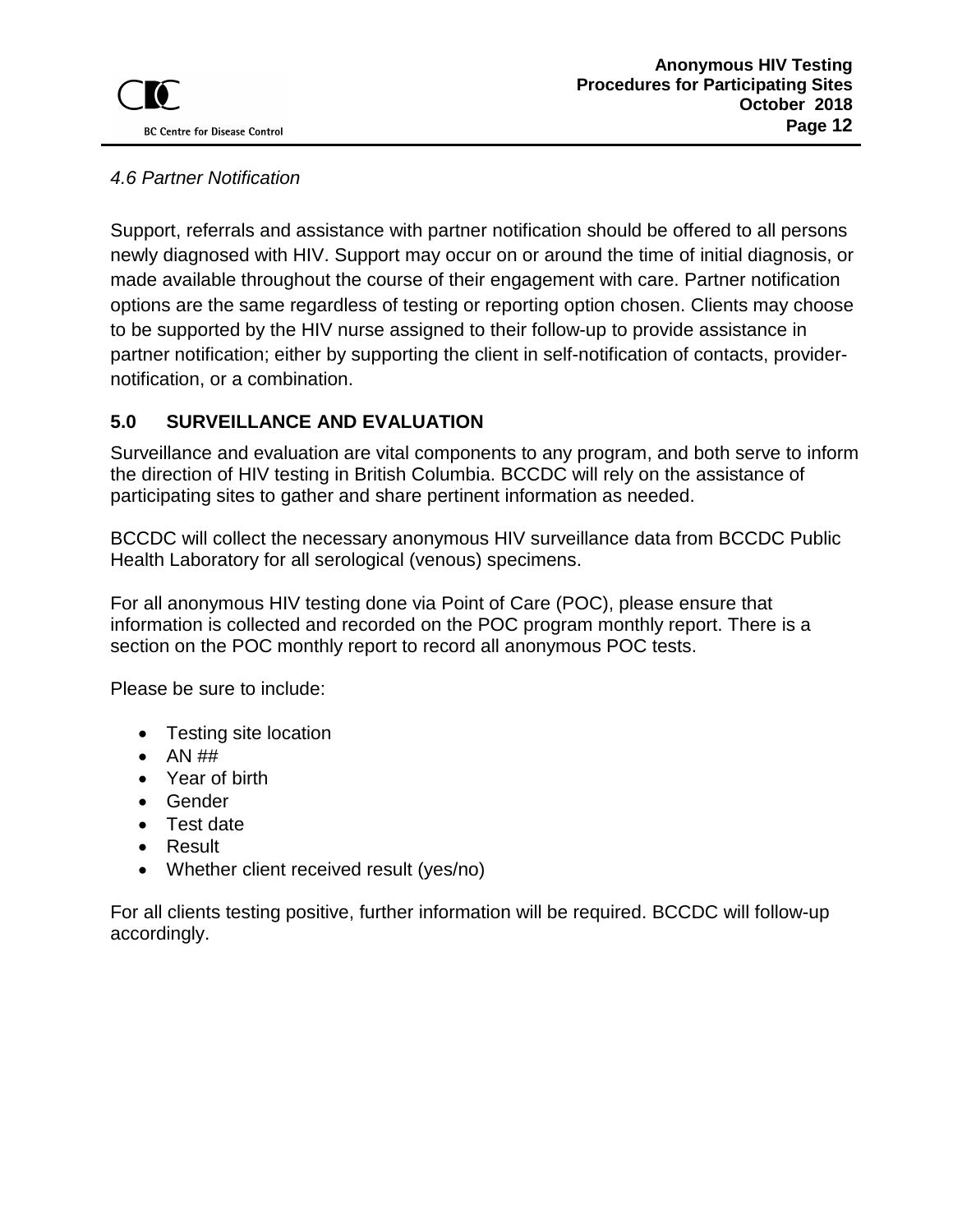*4.6 Partner Notification*

Support, referrals and assistance with partner notification should be offered to all persons newly diagnosed with HIV. Support may occur on or around the time of initial diagnosis, or made available throughout the course of their engagement with care. Partner notification options are the same regardless of testing or reporting option chosen. Clients may choose to be supported by the HIV nurse assigned to their follow-up to provide assistance in partner notification; either by supporting the client in self-notification of contacts, provider-notification, or a combination.

## 5.0 SURVEILLANCE AND EVALUATION

Surveillance and evaluation are vital components to any program, and both serve to inform the direction of HIV testing in British Columbia. BCCDC will rely on the assistance of participating sites to gather and share pertinent information as needed.

BCCDC will collect the necessary anonymous HIV surveillance data from BCCDC Public Health Laboratory for all serological (venous) specimens.

For all anonymous HIV testing done via Point of Care (POC), please ensure that information is collected and recorded on the POC program monthly report. There is a section on the POC monthly report to record all anonymous POC tests.

Please be sure to include:

- Testing site location
- AN ##
- Year of birth
- Gender
- Test date
- Result
- Whether client received result (yes/no)

For all clients testing positive, further information will be required. BCCDC will follow-up accordingly.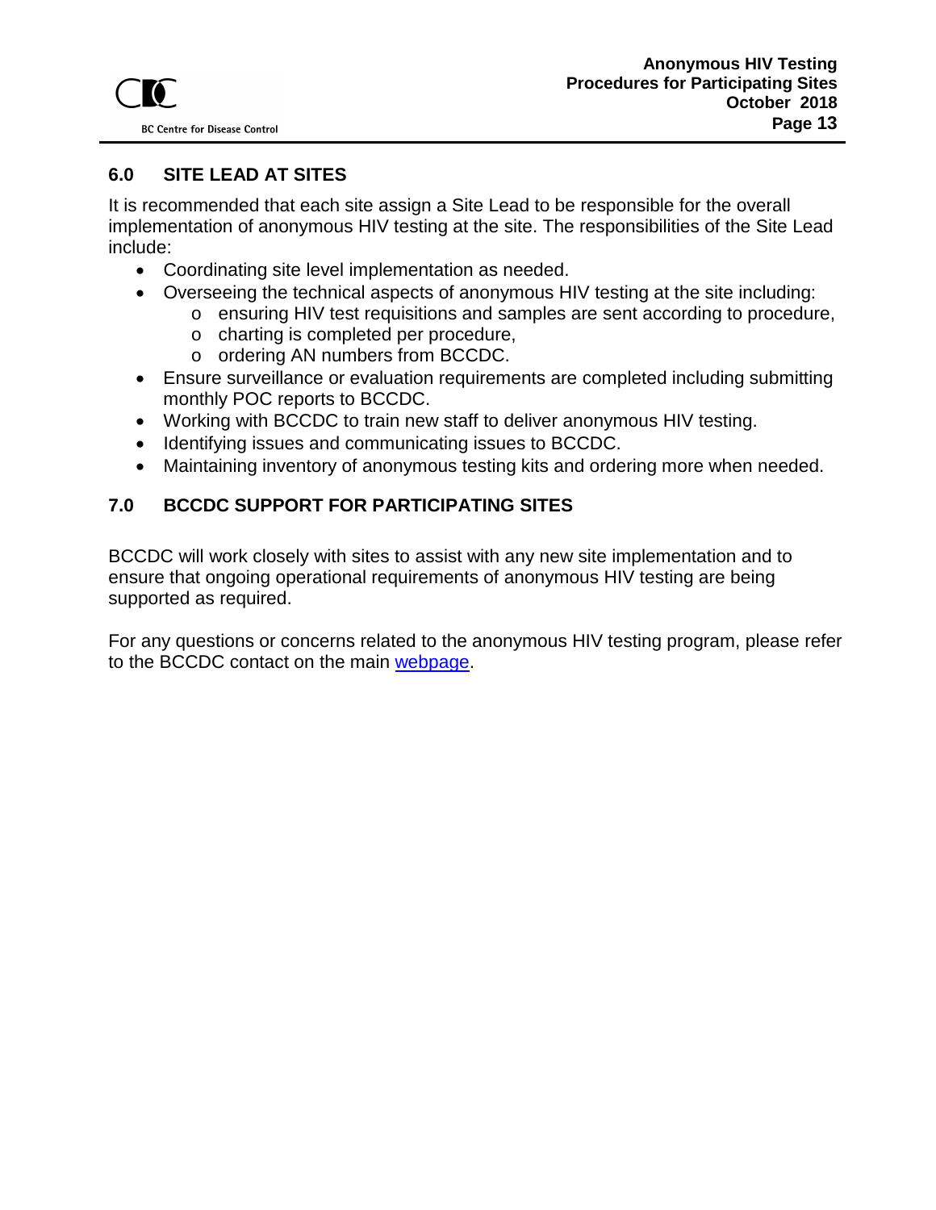## 6.0 SITE LEAD AT SITES

It is recommended that each site assign a Site Lead to be responsible for the overall implementation of anonymous HIV testing at the site. The responsibilities of the Site Lead include:

- Coordinating site level implementation as needed.
- Overseeing the technical aspects of anonymous HIV testing at the site including:
  - ensuring HIV test requisitions and samples are sent according to procedure,
  - charting is completed per procedure,
  - ordering AN numbers from BCCDC.
- Ensure surveillance or evaluation requirements are completed including submitting monthly POC reports to BCCDC.
- Working with BCCDC to train new staff to deliver anonymous HIV testing.
- Identifying issues and communicating issues to BCCDC.
- Maintaining inventory of anonymous testing kits and ordering more when needed.

## 7.0 BCCDC SUPPORT FOR PARTICIPATING SITES

BCCDC will work closely with sites to assist with any new site implementation and to ensure that ongoing operational requirements of anonymous HIV testing are being supported as required.

For any questions or concerns related to the anonymous HIV testing program, please refer to the BCCDC contact on the main webpage.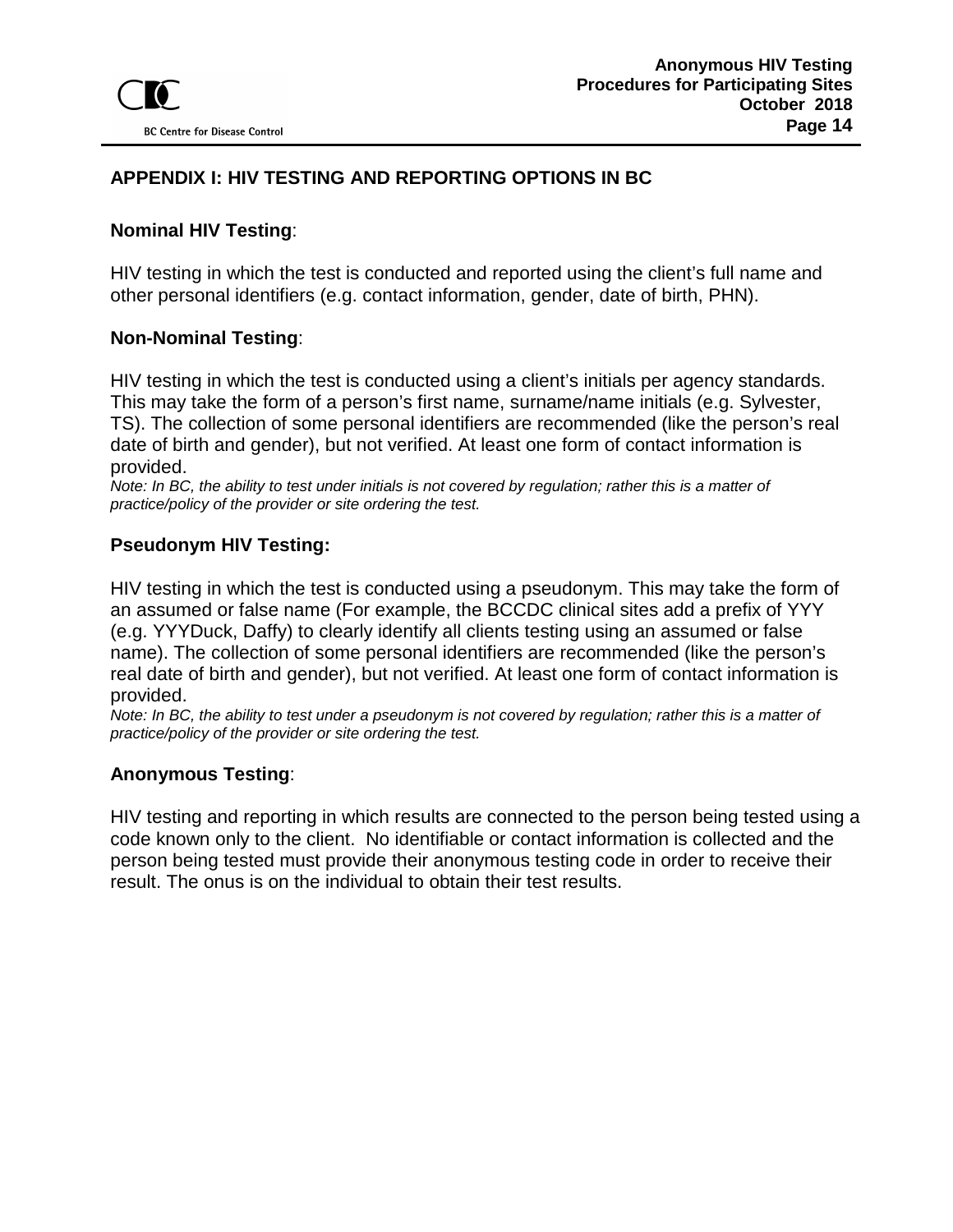## APPENDIX I: HIV TESTING AND REPORTING OPTIONS IN BC

**Nominal HIV Testing**:

HIV testing in which the test is conducted and reported using the client's full name and other personal identifiers (e.g. contact information, gender, date of birth, PHN).

**Non-Nominal Testing**:

HIV testing in which the test is conducted using a client's initials per agency standards. This may take the form of a person's first name, surname/name initials (e.g. Sylvester, TS). The collection of some personal identifiers are recommended (like the person's real date of birth and gender), but not verified. At least one form of contact information is provided.

*Note: In BC, the ability to test under initials is not covered by regulation; rather this is a matter of practice/policy of the provider or site ordering the test.*

**Pseudonym HIV Testing:**

HIV testing in which the test is conducted using a pseudonym. This may take the form of an assumed or false name (For example, the BCCDC clinical sites add a prefix of YYY (e.g. YYYDuck, Daffy) to clearly identify all clients testing using an assumed or false name). The collection of some personal identifiers are recommended (like the person's real date of birth and gender), but not verified. At least one form of contact information is provided.

*Note: In BC, the ability to test under a pseudonym is not covered by regulation; rather this is a matter of practice/policy of the provider or site ordering the test.*

**Anonymous Testing**:

HIV testing and reporting in which results are connected to the person being tested using a code known only to the client. No identifiable or contact information is collected and the person being tested must provide their anonymous testing code in order to receive their result. The onus is on the individual to obtain their test results.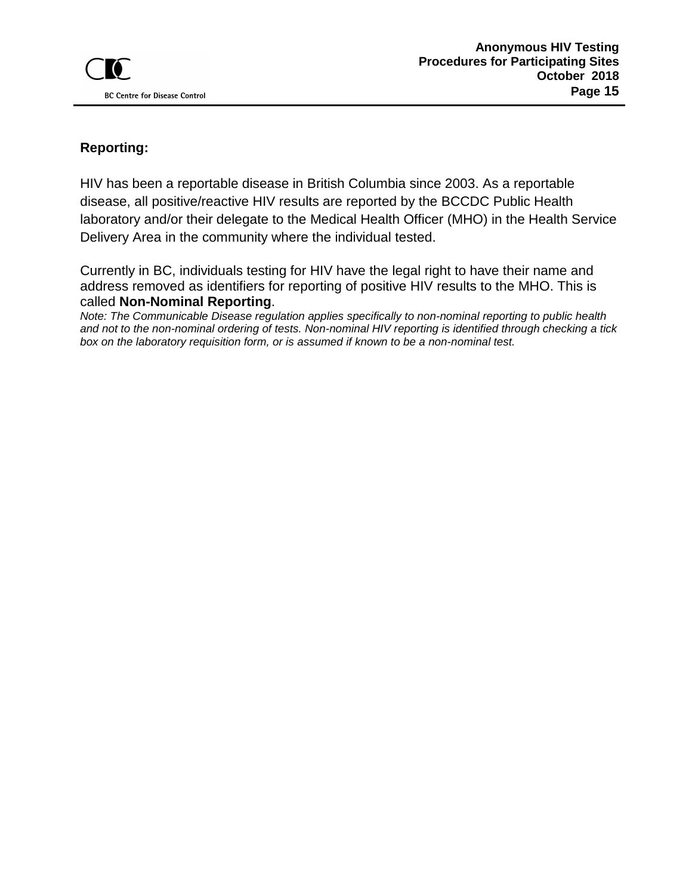**Reporting:**

HIV has been a reportable disease in British Columbia since 2003. As a reportable disease, all positive/reactive HIV results are reported by the BCCDC Public Health laboratory and/or their delegate to the Medical Health Officer (MHO) in the Health Service Delivery Area in the community where the individual tested.

Currently in BC, individuals testing for HIV have the legal right to have their name and address removed as identifiers for reporting of positive HIV results to the MHO. This is called **Non-Nominal Reporting**.

*Note: The Communicable Disease regulation applies specifically to non-nominal reporting to public health and not to the non-nominal ordering of tests. Non-nominal HIV reporting is identified through checking a tick box on the laboratory requisition form, or is assumed if known to be a non-nominal test.*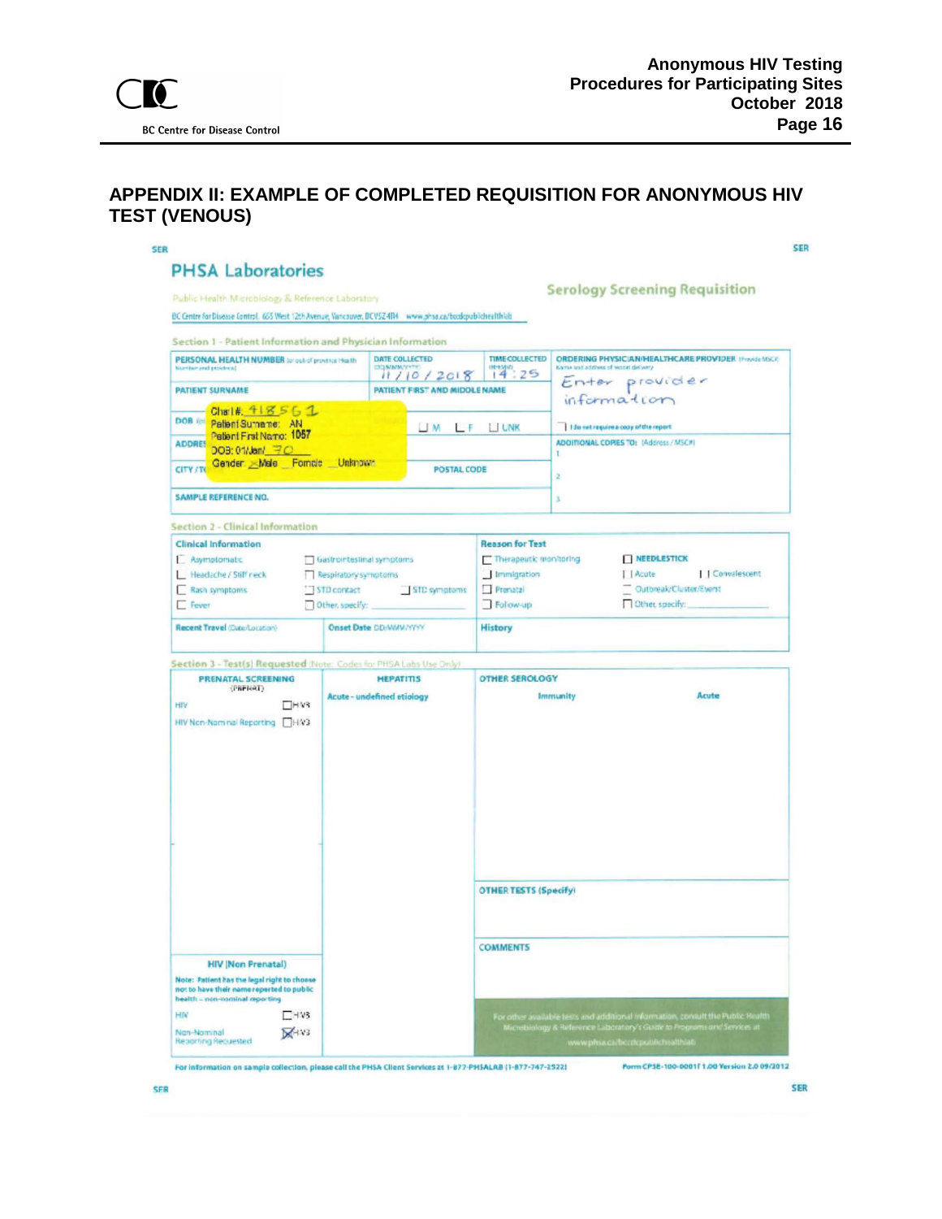## APPENDIX II: EXAMPLE OF COMPLETED REQUISITION FOR ANONYMOUS HIV TEST (VENOUS)

SER

**PHSA Laboratories**

Public Health Microbiology & Reference Laboratory

BC Centre for Disease Control, 655 West 12th Avenue, Vancouver, BC V5Z 4R4 www.phsa.ca/bccdcpublichealthlab

**Serology Screening Requisition**

**Section 1 - Patient Information and Physician Information**

| | | |
|---|---|---|
| PERSONAL HEALTH NUMBER (or out-of-province Health Number and province) | DATE COLLECTED (DD/MMM/YYYY): 11/10/2018 | TIME COLLECTED (HH:MM): 14:25 |
| PATIENT SURNAME | PATIENT FIRST AND MIDDLE NAME | |
| DOB | ☐ M ☐ F ☐ UNK | |
| ADDRESS | | |
| CITY / TOWN | POSTAL CODE | |
| SAMPLE REFERENCE NO. | | |

Chart #: 418561
Patient Surname: AN
Patient First Name: 1057
DOB: 01/Jan/ 70
Gender: ☒ Male ☐ Female ☐ Unknown

ORDERING PHYSICIAN/HEALTHCARE PROVIDER (Provide MSC#) Name and address of report delivery: Enter provider information

☐ I do not require a copy of the report

ADDITIONAL COPIES TO: (Address / MSC#)
1
2
3

**Section 2 - Clinical Information**

**Clinical Information**
- ☐ Asymptomatic
- ☐ Headache / Stiff neck
- ☐ Rash symptoms
- ☐ Fever
- ☐ Gastrointestinal symptoms
- ☐ Respiratory symptoms
- ☐ STD contact ☐ STD symptoms
- ☐ Other, specify: ______

**Reason for Test**
- ☐ Therapeutic monitoring
- ☐ Immigration
- ☐ Prenatal
- ☐ Follow-up
- ☐ NEEDLESTICK
- ☐ Acute ☐ Convalescent
- ☐ Outbreak/Cluster/Event
- ☐ Other, specify: ______

**Recent Travel** (Date/Location) | **Onset Date** DD/MMM/YYYY | **History**

**Section 3 - Test(s) Requested** (Note: Codes for PHSA Labs Use Only)

**PRENATAL SCREENING** (PRENAT)
- HIV ☐ HIV3
- HIV Non-Nominal Reporting ☐ HIV3

**HEPATITIS**
Acute - undefined etiology

**OTHER SEROLOGY**
Immunity | Acute

**OTHER TESTS (Specify)**

**COMMENTS**

**HIV (Non Prenatal)**
Note: Patient has the legal right to choose not to have their name reported to public health – non-nominal reporting
- HIV ☐ HIV3
- Non-Nominal Reporting Requested ☒ HIV3

For other available tests and additional information, consult the Public Health Microbiology & Reference Laboratory's Guide to Programs and Services at www.phsa.ca/bccdcpublichealthlab

For information on sample collection, please call the PHSA Client Services at 1-877-PHSALAB (1-877-747-2522)

Form CPSE-100-0001F 1.00 Version 2.0 09/2012

SER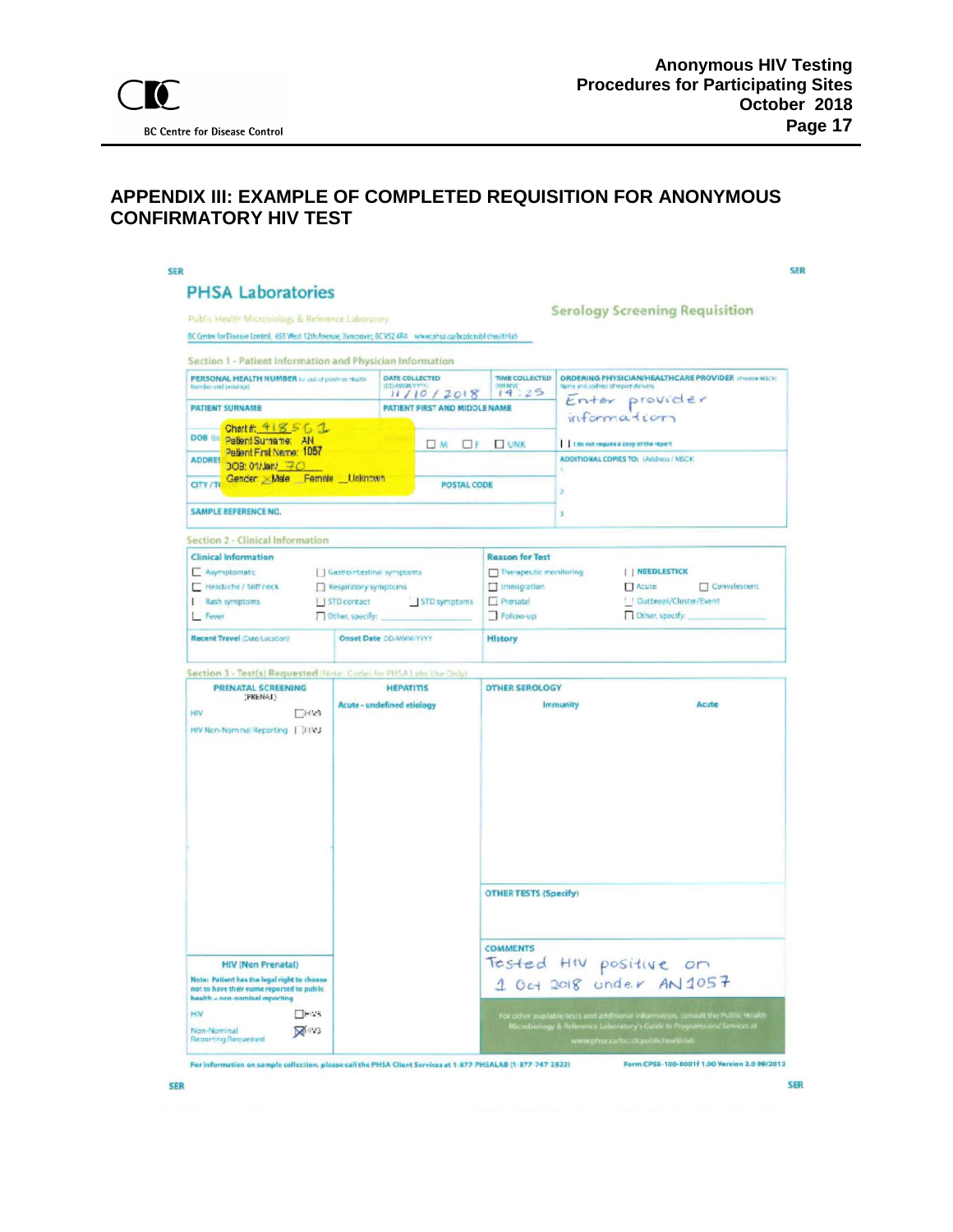## APPENDIX III: EXAMPLE OF COMPLETED REQUISITION FOR ANONYMOUS CONFIRMATORY HIV TEST

SER

**PHSA Laboratories**

Public Health Microbiology & Reference Laboratory

BC Centre for Disease Control, 655 West 12th Avenue, Vancouver, BC V5Z 4R4 www.phsa.ca/bccdcpublichealthlab

**Serology Screening Requisition**

**Section 1 - Patient Information and Physician Information**

| PERSONAL HEALTH NUMBER (or out of province Health Number and province) | DATE COLLECTED (DD/MMM/YYYY) | TIME COLLECTED (HH:MM) | ORDERING PHYSICIAN/HEALTHCARE PROVIDER (Provider MSC#) Name and address of report delivery |
|---|---|---|---|
| | 11/10/2018 | 14:25 | Enter provider information |
| PATIENT SURNAME | PATIENT FIRST AND MIDDLE NAME | | ☐ I do not require a copy of the report |
| DOB | ☐ M ☐ F ☐ UNK | | ADDITIONAL COPIES TO: (Address / MSC#) |
| ADDRESS | | | 1 |
| CITY / TOWN | POSTAL CODE | | 2 |
| SAMPLE REFERENCE NO. | | | 3 |

Chart #: 418561
Patient Surname: AN
Patient First Name: 1057
DOB: 01/Jan/_70
Gender: X Male __Female __Unknown

**Section 2 - Clinical Information**

**Clinical Information**

- ☐ Asymptomatic
- ☐ Headache / Stiff neck
- ☐ Rash symptoms
- ☐ Fever
- ☐ Gastrointestinal symptoms
- ☐ Respiratory symptoms
- ☐ STD contact
- ☐ STD symptoms
- ☐ Other, specify:

**Reason for Test**

- ☐ Therapeutic monitoring
- ☐ Immigration
- ☐ Prenatal
- ☐ Follow-up
- ☐ NEEDLESTICK
- ☐ Acute
- ☐ Convalescent
- ☐ Outbreak/Cluster/Event
- ☐ Other, specify:

**Recent Travel** (Date/Location) | **Onset Date** (DD/MMM/YYYY) | **History**

**Section 3 - Test(s) Requested** (Note: Codes for PHSA Labs Use Only)

**PRENATAL SCREENING (PRENAT)**

- HIV ☐ HIV3
- HIV Non-Nominal Reporting ☐ HIV3

**HEPATITIS**

Acute - undefined etiology

**OTHER SEROLOGY**

Immunity | Acute

**OTHER TESTS (Specify)**

**HIV (Non Prenatal)**

Note: Patient has the legal right to choose not to have their name reported to public health – non-nominal reporting

- HIV ☐ HIV3
- Non-Nominal Reporting Requested ☒ HIV3

**COMMENTS**

Tested HIV positive on 1 Oct 2018 under AN1057

For other available tests and additional information, consult the Public Health Microbiology & Reference Laboratory's Guide to Programs and Services at www.phsa.ca/bccdcpublichealthlab

For information on sample collection, please call the PHSA Client Services at 1-877 PHSALAB (1-877-747-2522)

Form CPSE-100-0001f 1.00 Version 3.0 09/2013

SER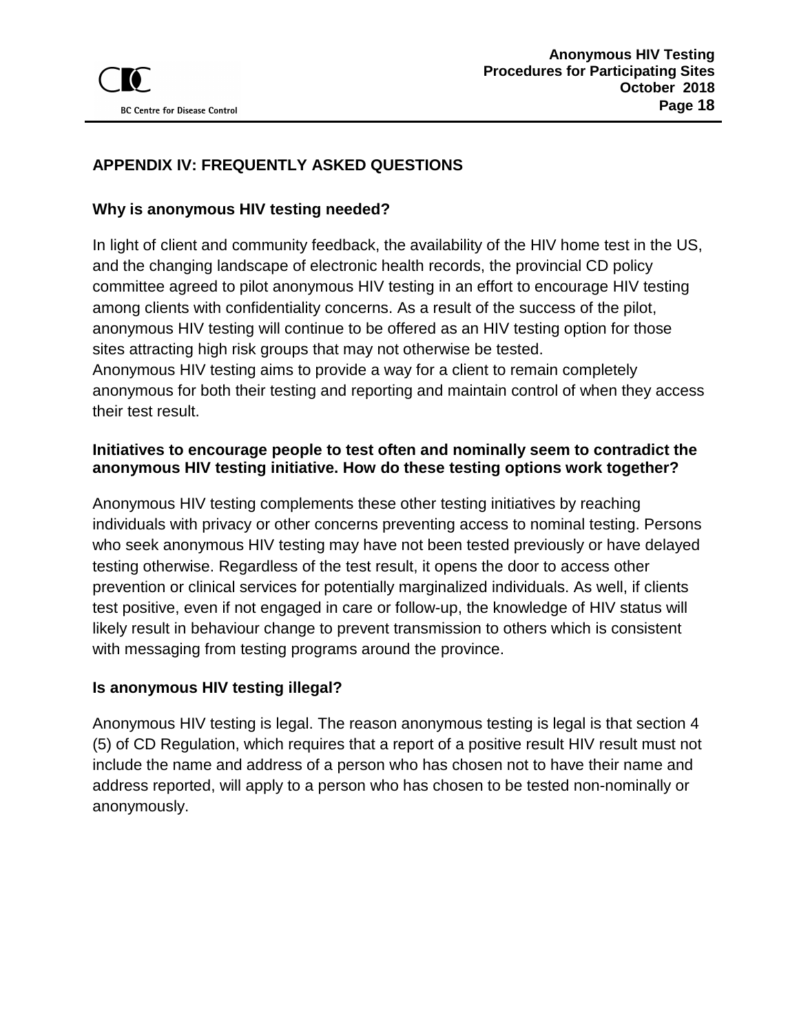## APPENDIX IV: FREQUENTLY ASKED QUESTIONS

### Why is anonymous HIV testing needed?

In light of client and community feedback, the availability of the HIV home test in the US, and the changing landscape of electronic health records, the provincial CD policy committee agreed to pilot anonymous HIV testing in an effort to encourage HIV testing among clients with confidentiality concerns. As a result of the success of the pilot, anonymous HIV testing will continue to be offered as an HIV testing option for those sites attracting high risk groups that may not otherwise be tested.
Anonymous HIV testing aims to provide a way for a client to remain completely anonymous for both their testing and reporting and maintain control of when they access their test result.

### Initiatives to encourage people to test often and nominally seem to contradict the anonymous HIV testing initiative. How do these testing options work together?

Anonymous HIV testing complements these other testing initiatives by reaching individuals with privacy or other concerns preventing access to nominal testing. Persons who seek anonymous HIV testing may have not been tested previously or have delayed testing otherwise. Regardless of the test result, it opens the door to access other prevention or clinical services for potentially marginalized individuals. As well, if clients test positive, even if not engaged in care or follow-up, the knowledge of HIV status will likely result in behaviour change to prevent transmission to others which is consistent with messaging from testing programs around the province.

### Is anonymous HIV testing illegal?

Anonymous HIV testing is legal. The reason anonymous testing is legal is that section 4 (5) of CD Regulation, which requires that a report of a positive result HIV result must not include the name and address of a person who has chosen not to have their name and address reported, will apply to a person who has chosen to be tested non-nominally or anonymously.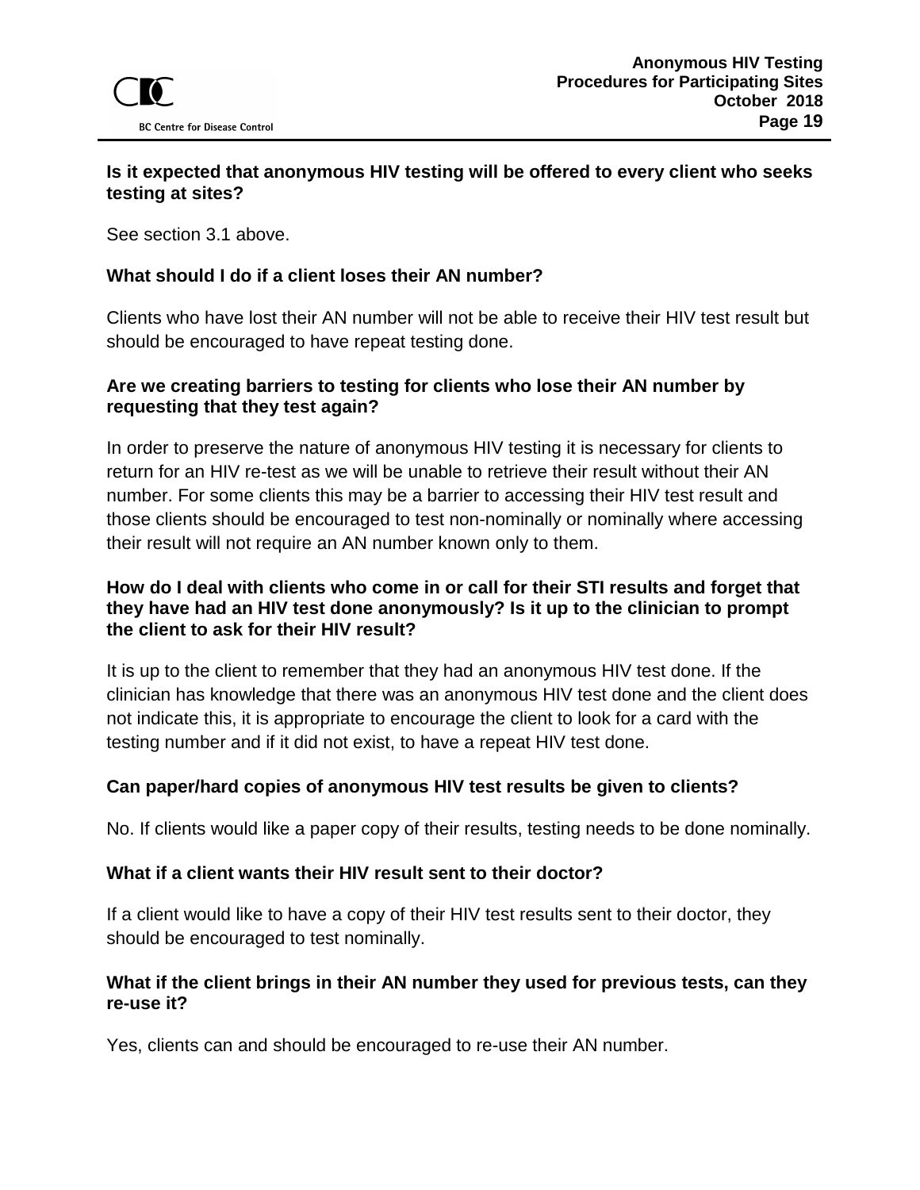**Is it expected that anonymous HIV testing will be offered to every client who seeks testing at sites?**

See section 3.1 above.

**What should I do if a client loses their AN number?**

Clients who have lost their AN number will not be able to receive their HIV test result but should be encouraged to have repeat testing done.

**Are we creating barriers to testing for clients who lose their AN number by requesting that they test again?**

In order to preserve the nature of anonymous HIV testing it is necessary for clients to return for an HIV re-test as we will be unable to retrieve their result without their AN number. For some clients this may be a barrier to accessing their HIV test result and those clients should be encouraged to test non-nominally or nominally where accessing their result will not require an AN number known only to them.

**How do I deal with clients who come in or call for their STI results and forget that they have had an HIV test done anonymously? Is it up to the clinician to prompt the client to ask for their HIV result?**

It is up to the client to remember that they had an anonymous HIV test done. If the clinician has knowledge that there was an anonymous HIV test done and the client does not indicate this, it is appropriate to encourage the client to look for a card with the testing number and if it did not exist, to have a repeat HIV test done.

**Can paper/hard copies of anonymous HIV test results be given to clients?**

No. If clients would like a paper copy of their results, testing needs to be done nominally.

**What if a client wants their HIV result sent to their doctor?**

If a client would like to have a copy of their HIV test results sent to their doctor, they should be encouraged to test nominally.

**What if the client brings in their AN number they used for previous tests, can they re-use it?**

Yes, clients can and should be encouraged to re-use their AN number.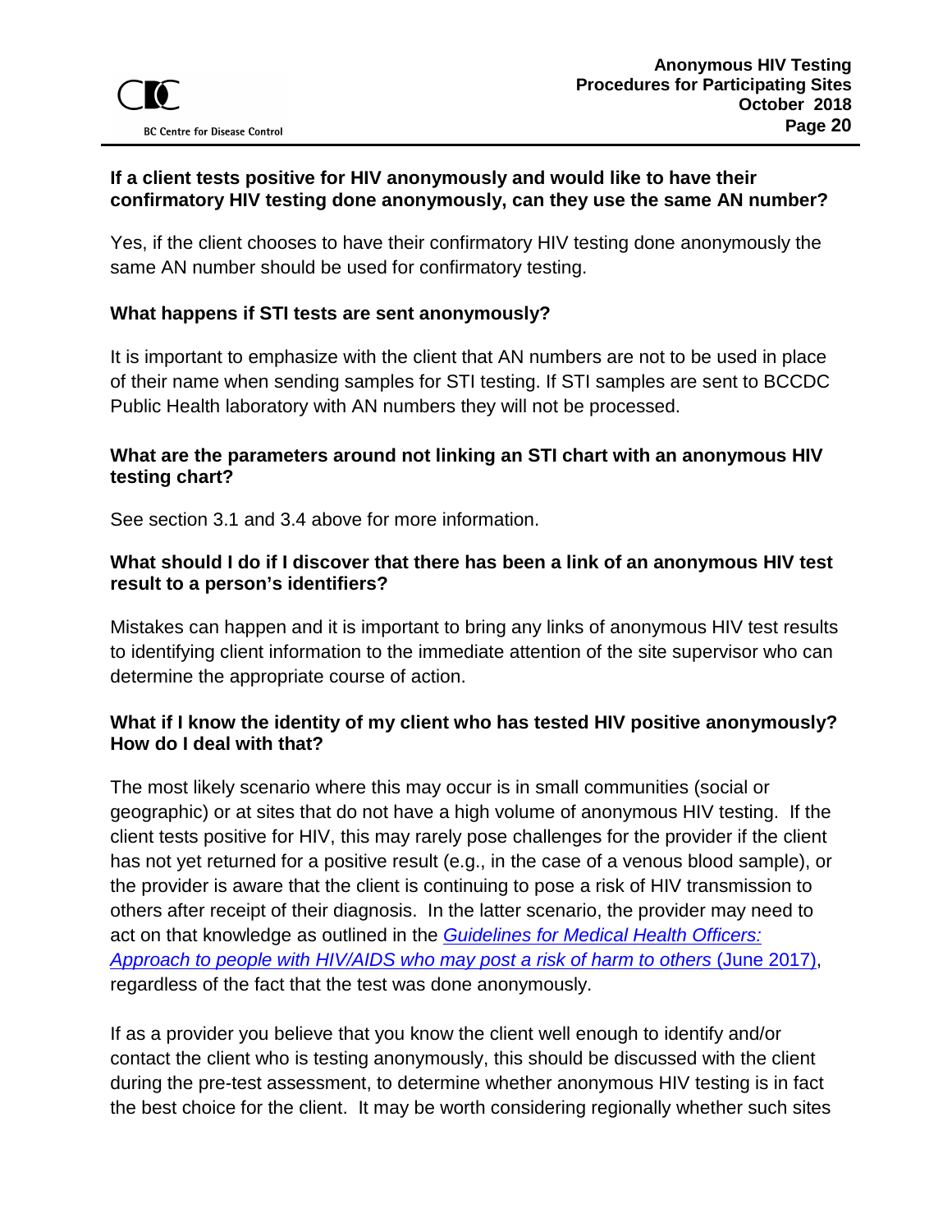**If a client tests positive for HIV anonymously and would like to have their confirmatory HIV testing done anonymously, can they use the same AN number?**

Yes, if the client chooses to have their confirmatory HIV testing done anonymously the same AN number should be used for confirmatory testing.

**What happens if STI tests are sent anonymously?**

It is important to emphasize with the client that AN numbers are not to be used in place of their name when sending samples for STI testing. If STI samples are sent to BCCDC Public Health laboratory with AN numbers they will not be processed.

**What are the parameters around not linking an STI chart with an anonymous HIV testing chart?**

See section 3.1 and 3.4 above for more information.

**What should I do if I discover that there has been a link of an anonymous HIV test result to a person's identifiers?**

Mistakes can happen and it is important to bring any links of anonymous HIV test results to identifying client information to the immediate attention of the site supervisor who can determine the appropriate course of action.

**What if I know the identity of my client who has tested HIV positive anonymously? How do I deal with that?**

The most likely scenario where this may occur is in small communities (social or geographic) or at sites that do not have a high volume of anonymous HIV testing. If the client tests positive for HIV, this may rarely pose challenges for the provider if the client has not yet returned for a positive result (e.g., in the case of a venous blood sample), or the provider is aware that the client is continuing to pose a risk of HIV transmission to others after receipt of their diagnosis. In the latter scenario, the provider may need to act on that knowledge as outlined in the *Guidelines for Medical Health Officers: Approach to people with HIV/AIDS who may post a risk of harm to others* (June 2017), regardless of the fact that the test was done anonymously.

If as a provider you believe that you know the client well enough to identify and/or contact the client who is testing anonymously, this should be discussed with the client during the pre-test assessment, to determine whether anonymous HIV testing is in fact the best choice for the client. It may be worth considering regionally whether such sites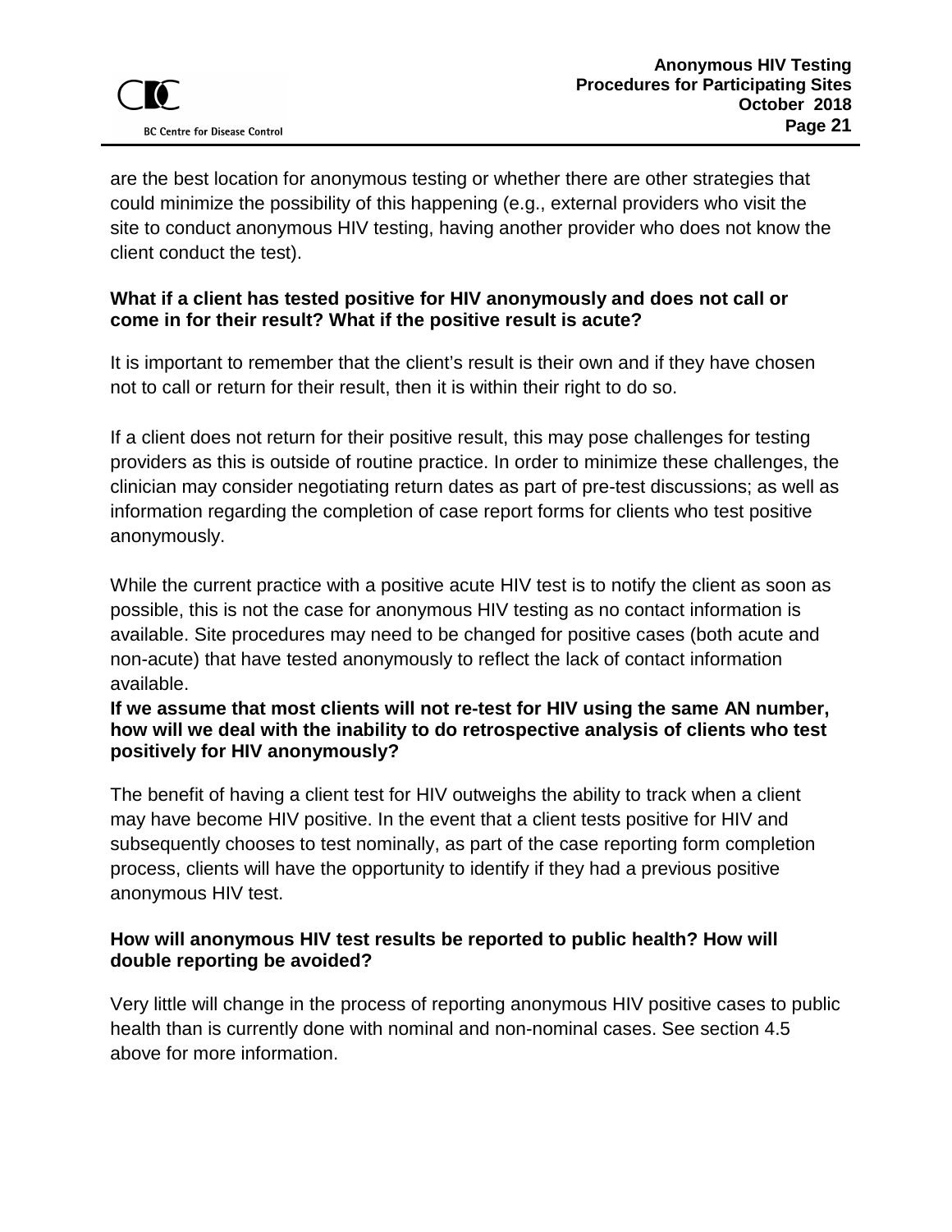are the best location for anonymous testing or whether there are other strategies that could minimize the possibility of this happening (e.g., external providers who visit the site to conduct anonymous HIV testing, having another provider who does not know the client conduct the test).

**What if a client has tested positive for HIV anonymously and does not call or come in for their result? What if the positive result is acute?**

It is important to remember that the client's result is their own and if they have chosen not to call or return for their result, then it is within their right to do so.

If a client does not return for their positive result, this may pose challenges for testing providers as this is outside of routine practice. In order to minimize these challenges, the clinician may consider negotiating return dates as part of pre-test discussions; as well as information regarding the completion of case report forms for clients who test positive anonymously.

While the current practice with a positive acute HIV test is to notify the client as soon as possible, this is not the case for anonymous HIV testing as no contact information is available. Site procedures may need to be changed for positive cases (both acute and non-acute) that have tested anonymously to reflect the lack of contact information available.

**If we assume that most clients will not re-test for HIV using the same AN number, how will we deal with the inability to do retrospective analysis of clients who test positively for HIV anonymously?**

The benefit of having a client test for HIV outweighs the ability to track when a client may have become HIV positive. In the event that a client tests positive for HIV and subsequently chooses to test nominally, as part of the case reporting form completion process, clients will have the opportunity to identify if they had a previous positive anonymous HIV test.

**How will anonymous HIV test results be reported to public health? How will double reporting be avoided?**

Very little will change in the process of reporting anonymous HIV positive cases to public health than is currently done with nominal and non-nominal cases. See section 4.5 above for more information.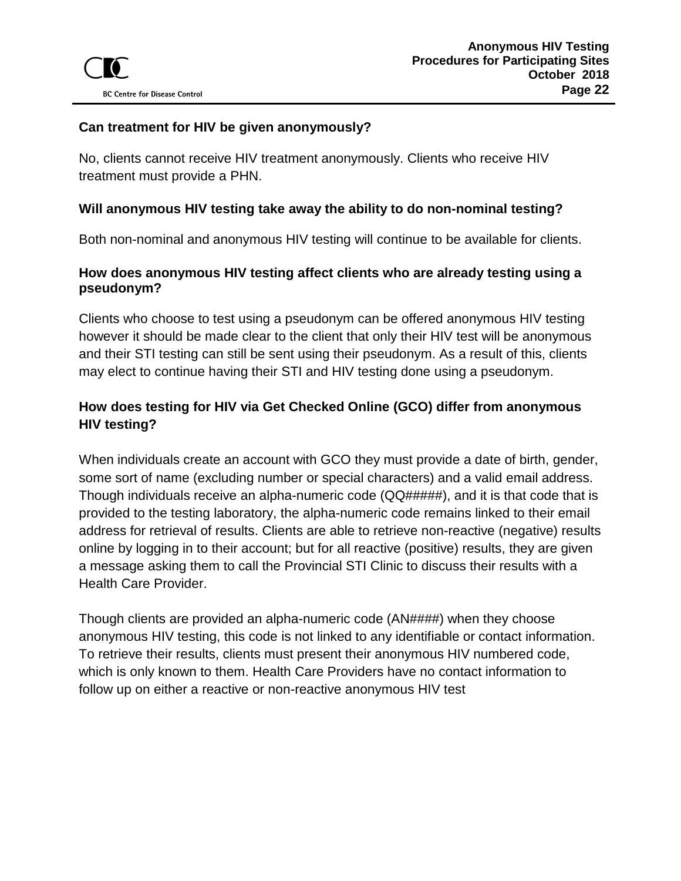**Can treatment for HIV be given anonymously?**

No, clients cannot receive HIV treatment anonymously. Clients who receive HIV treatment must provide a PHN.

**Will anonymous HIV testing take away the ability to do non-nominal testing?**

Both non-nominal and anonymous HIV testing will continue to be available for clients.

**How does anonymous HIV testing affect clients who are already testing using a pseudonym?**

Clients who choose to test using a pseudonym can be offered anonymous HIV testing however it should be made clear to the client that only their HIV test will be anonymous and their STI testing can still be sent using their pseudonym. As a result of this, clients may elect to continue having their STI and HIV testing done using a pseudonym.

**How does testing for HIV via Get Checked Online (GCO) differ from anonymous HIV testing?**

When individuals create an account with GCO they must provide a date of birth, gender, some sort of name (excluding number or special characters) and a valid email address. Though individuals receive an alpha-numeric code (QQ#####), and it is that code that is provided to the testing laboratory, the alpha-numeric code remains linked to their email address for retrieval of results. Clients are able to retrieve non-reactive (negative) results online by logging in to their account; but for all reactive (positive) results, they are given a message asking them to call the Provincial STI Clinic to discuss their results with a Health Care Provider.

Though clients are provided an alpha-numeric code (AN####) when they choose anonymous HIV testing, this code is not linked to any identifiable or contact information. To retrieve their results, clients must present their anonymous HIV numbered code, which is only known to them. Health Care Providers have no contact information to follow up on either a reactive or non-reactive anonymous HIV test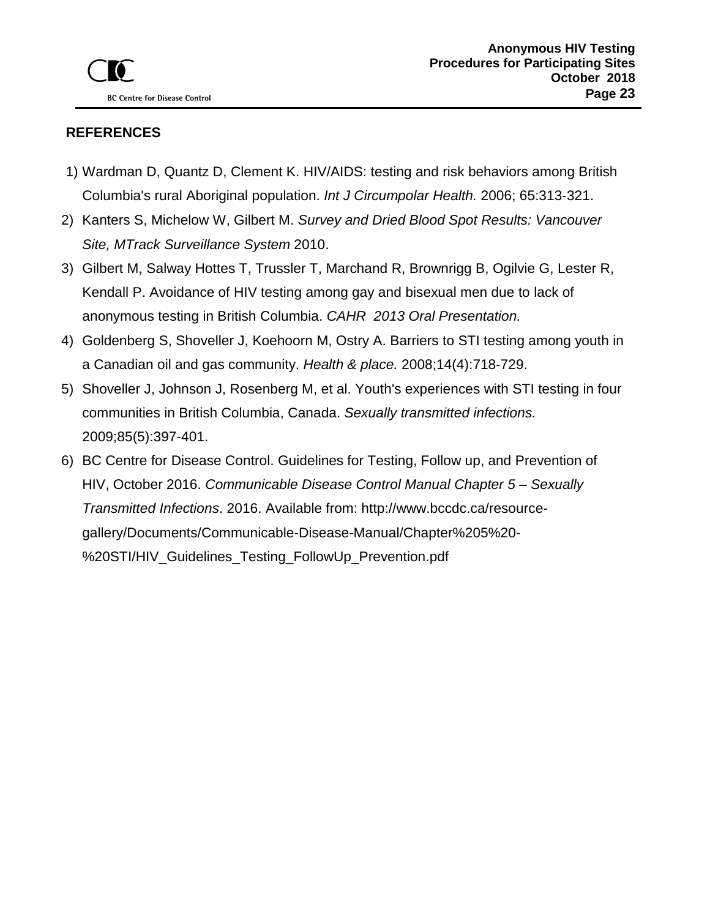## REFERENCES

1) Wardman D, Quantz D, Clement K. HIV/AIDS: testing and risk behaviors among British Columbia's rural Aboriginal population. *Int J Circumpolar Health.* 2006; 65:313-321.
2) Kanters S, Michelow W, Gilbert M. *Survey and Dried Blood Spot Results: Vancouver Site, MTrack Surveillance System* 2010.
3) Gilbert M, Salway Hottes T, Trussler T, Marchand R, Brownrigg B, Ogilvie G, Lester R, Kendall P. Avoidance of HIV testing among gay and bisexual men due to lack of anonymous testing in British Columbia. *CAHR 2013 Oral Presentation.*
4) Goldenberg S, Shoveller J, Koehoorn M, Ostry A. Barriers to STI testing among youth in a Canadian oil and gas community. *Health & place.* 2008;14(4):718-729.
5) Shoveller J, Johnson J, Rosenberg M, et al. Youth's experiences with STI testing in four communities in British Columbia, Canada. *Sexually transmitted infections.* 2009;85(5):397-401.
6) BC Centre for Disease Control. Guidelines for Testing, Follow up, and Prevention of HIV, October 2016. *Communicable Disease Control Manual Chapter 5 – Sexually Transmitted Infections*. 2016. Available from: http://www.bccdc.ca/resource-gallery/Documents/Communicable-Disease-Manual/Chapter%205%20-%20STI/HIV_Guidelines_Testing_FollowUp_Prevention.pdf